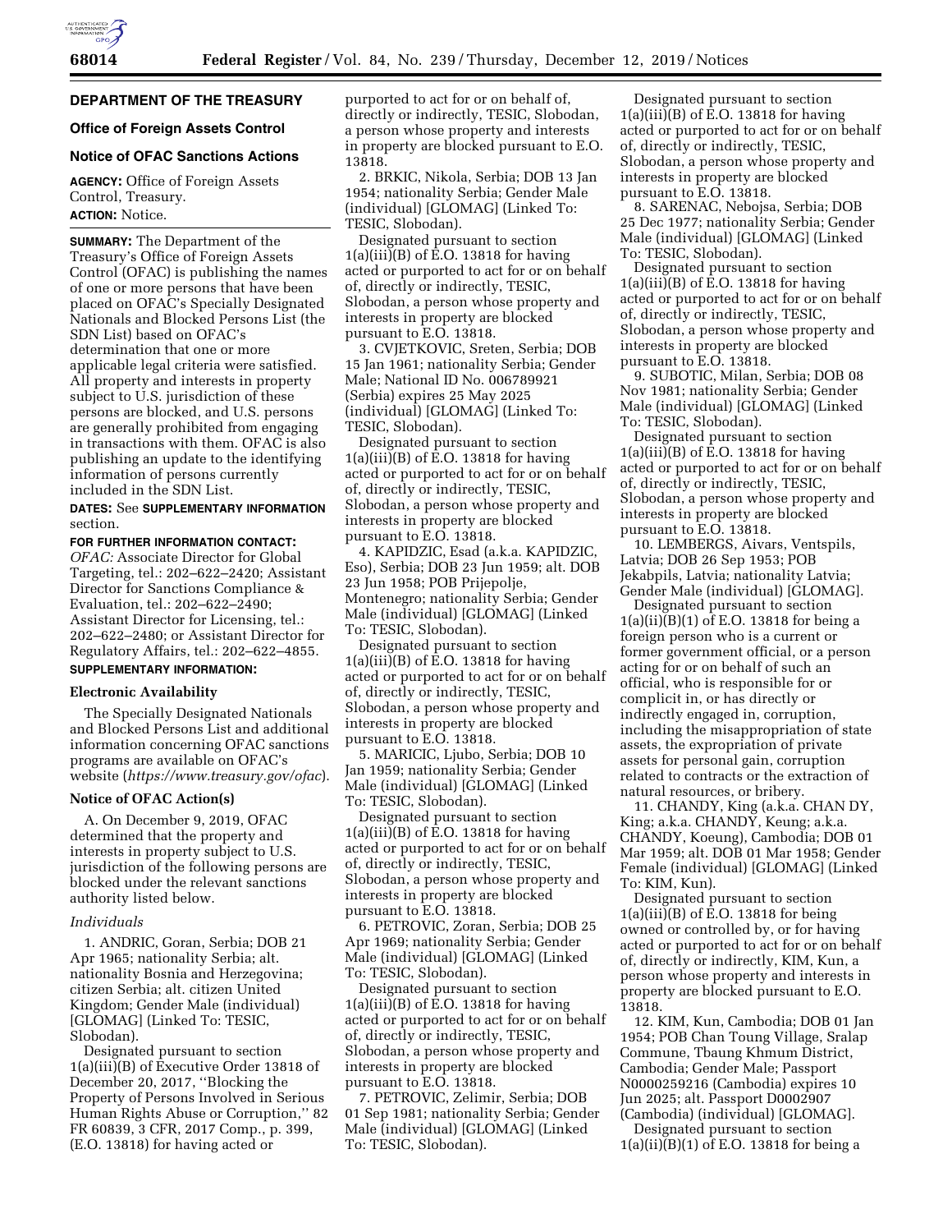## DEPARTMENT OF THE TREASURY

### Office of Foreign Assets Control

### Notice of OFAC Sanctions Actions

**AGENCY:** Office of Foreign Assets Control, Treasury.

**ACTION:** Notice.

**SUMMARY:** The Department of the Treasury's Office of Foreign Assets Control (OFAC) is publishing the names of one or more persons that have been placed on OFAC's Specially Designated Nationals and Blocked Persons List (the SDN List) based on OFAC's determination that one or more applicable legal criteria were satisfied. All property and interests in property subject to U.S. jurisdiction of these persons are blocked, and U.S. persons are generally prohibited from engaging in transactions with them. OFAC is also publishing an update to the identifying information of persons currently included in the SDN List.

**DATES:** See **SUPPLEMENTARY INFORMATION** section.

**FOR FURTHER INFORMATION CONTACT:**

*OFAC:* Associate Director for Global Targeting, tel.: 202–622–2420; Assistant Director for Sanctions Compliance & Evaluation, tel.: 202–622–2490; Assistant Director for Licensing, tel.: 202–622–2480; or Assistant Director for Regulatory Affairs, tel.: 202–622–4855.

**SUPPLEMENTARY INFORMATION:**

#### Electronic Availability

The Specially Designated Nationals and Blocked Persons List and additional information concerning OFAC sanctions programs are available on OFAC's website (*https://www.treasury.gov/ofac*).

#### Notice of OFAC Action(s)

A. On December 9, 2019, OFAC determined that the property and interests in property subject to U.S. jurisdiction of the following persons are blocked under the relevant sanctions authority listed below.

*Individuals*

1. ANDRIC, Goran, Serbia; DOB 21 Apr 1965; nationality Serbia; alt. nationality Bosnia and Herzegovina; citizen Serbia; alt. citizen United Kingdom; Gender Male (individual) [GLOMAG] (Linked To: TESIC, Slobodan).

Designated pursuant to section 1(a)(iii)(B) of Executive Order 13818 of December 20, 2017, ''Blocking the Property of Persons Involved in Serious Human Rights Abuse or Corruption,'' 82 FR 60839, 3 CFR, 2017 Comp., p. 399, (E.O. 13818) for having acted or purported to act for or on behalf of, directly or indirectly, TESIC, Slobodan, a person whose property and interests in property are blocked pursuant to E.O. 13818.

2. BRKIC, Nikola, Serbia; DOB 13 Jan 1954; nationality Serbia; Gender Male (individual) [GLOMAG] (Linked To: TESIC, Slobodan).

Designated pursuant to section 1(a)(iii)(B) of E.O. 13818 for having acted or purported to act for or on behalf of, directly or indirectly, TESIC, Slobodan, a person whose property and interests in property are blocked pursuant to E.O. 13818.

3. CVJETKOVIC, Sreten, Serbia; DOB 15 Jan 1961; nationality Serbia; Gender Male; National ID No. 006789921 (Serbia) expires 25 May 2025 (individual) [GLOMAG] (Linked To: TESIC, Slobodan).

Designated pursuant to section 1(a)(iii)(B) of E.O. 13818 for having acted or purported to act for or on behalf of, directly or indirectly, TESIC, Slobodan, a person whose property and interests in property are blocked pursuant to E.O. 13818.

4. KAPIDZIC, Esad (a.k.a. KAPIDZIC, Eso), Serbia; DOB 23 Jun 1959; alt. DOB 23 Jun 1958; POB Prijepolje, Montenegro; nationality Serbia; Gender Male (individual) [GLOMAG] (Linked To: TESIC, Slobodan).

Designated pursuant to section 1(a)(iii)(B) of E.O. 13818 for having acted or purported to act for or on behalf of, directly or indirectly, TESIC, Slobodan, a person whose property and interests in property are blocked pursuant to E.O. 13818.

5. MARICIC, Ljubo, Serbia; DOB 10 Jan 1959; nationality Serbia; Gender Male (individual) [GLOMAG] (Linked To: TESIC, Slobodan).

Designated pursuant to section 1(a)(iii)(B) of E.O. 13818 for having acted or purported to act for or on behalf of, directly or indirectly, TESIC, Slobodan, a person whose property and interests in property are blocked pursuant to E.O. 13818.

6. PETROVIC, Zoran, Serbia; DOB 25 Apr 1969; nationality Serbia; Gender Male (individual) [GLOMAG] (Linked To: TESIC, Slobodan).

Designated pursuant to section 1(a)(iii)(B) of E.O. 13818 for having acted or purported to act for or on behalf of, directly or indirectly, TESIC, Slobodan, a person whose property and interests in property are blocked pursuant to E.O. 13818.

7. PETROVIC, Zelimir, Serbia; DOB 01 Sep 1981; nationality Serbia; Gender Male (individual) [GLOMAG] (Linked To: TESIC, Slobodan).

Designated pursuant to section 1(a)(iii)(B) of E.O. 13818 for having acted or purported to act for or on behalf of, directly or indirectly, TESIC, Slobodan, a person whose property and interests in property are blocked pursuant to E.O. 13818.

8. SARENAC, Nebojsa, Serbia; DOB 25 Dec 1977; nationality Serbia; Gender Male (individual) [GLOMAG] (Linked To: TESIC, Slobodan).

Designated pursuant to section 1(a)(iii)(B) of E.O. 13818 for having acted or purported to act for or on behalf of, directly or indirectly, TESIC, Slobodan, a person whose property and interests in property are blocked pursuant to E.O. 13818.

9. SUBOTIC, Milan, Serbia; DOB 08 Nov 1981; nationality Serbia; Gender Male (individual) [GLOMAG] (Linked To: TESIC, Slobodan).

Designated pursuant to section 1(a)(iii)(B) of E.O. 13818 for having acted or purported to act for or on behalf of, directly or indirectly, TESIC, Slobodan, a person whose property and interests in property are blocked pursuant to E.O. 13818.

10. LEMBERGS, Aivars, Ventspils, Latvia; DOB 26 Sep 1953; POB Jekabpils, Latvia; nationality Latvia; Gender Male (individual) [GLOMAG].

Designated pursuant to section 1(a)(ii)(B)(1) of E.O. 13818 for being a foreign person who is a current or former government official, or a person acting for or on behalf of such an official, who is responsible for or complicit in, or has directly or indirectly engaged in, corruption, including the misappropriation of state assets, the expropriation of private assets for personal gain, corruption related to contracts or the extraction of natural resources, or bribery.

11. CHANDY, King (a.k.a. CHAN DY, King; a.k.a. CHANDY, Keung; a.k.a. CHANDY, Koeung), Cambodia; DOB 01 Mar 1959; alt. DOB 01 Mar 1958; Gender Female (individual) [GLOMAG] (Linked To: KIM, Kun).

Designated pursuant to section 1(a)(iii)(B) of E.O. 13818 for being owned or controlled by, or for having acted or purported to act for or on behalf of, directly or indirectly, KIM, Kun, a person whose property and interests in property are blocked pursuant to E.O. 13818.

12. KIM, Kun, Cambodia; DOB 01 Jan 1954; POB Chan Toung Village, Sralap Commune, Tbaung Khmum District, Cambodia; Gender Male; Passport N0000259216 (Cambodia) expires 10 Jun 2025; alt. Passport D0002907 (Cambodia) (individual) [GLOMAG].

Designated pursuant to section 1(a)(ii)(B)(1) of E.O. 13818 for being a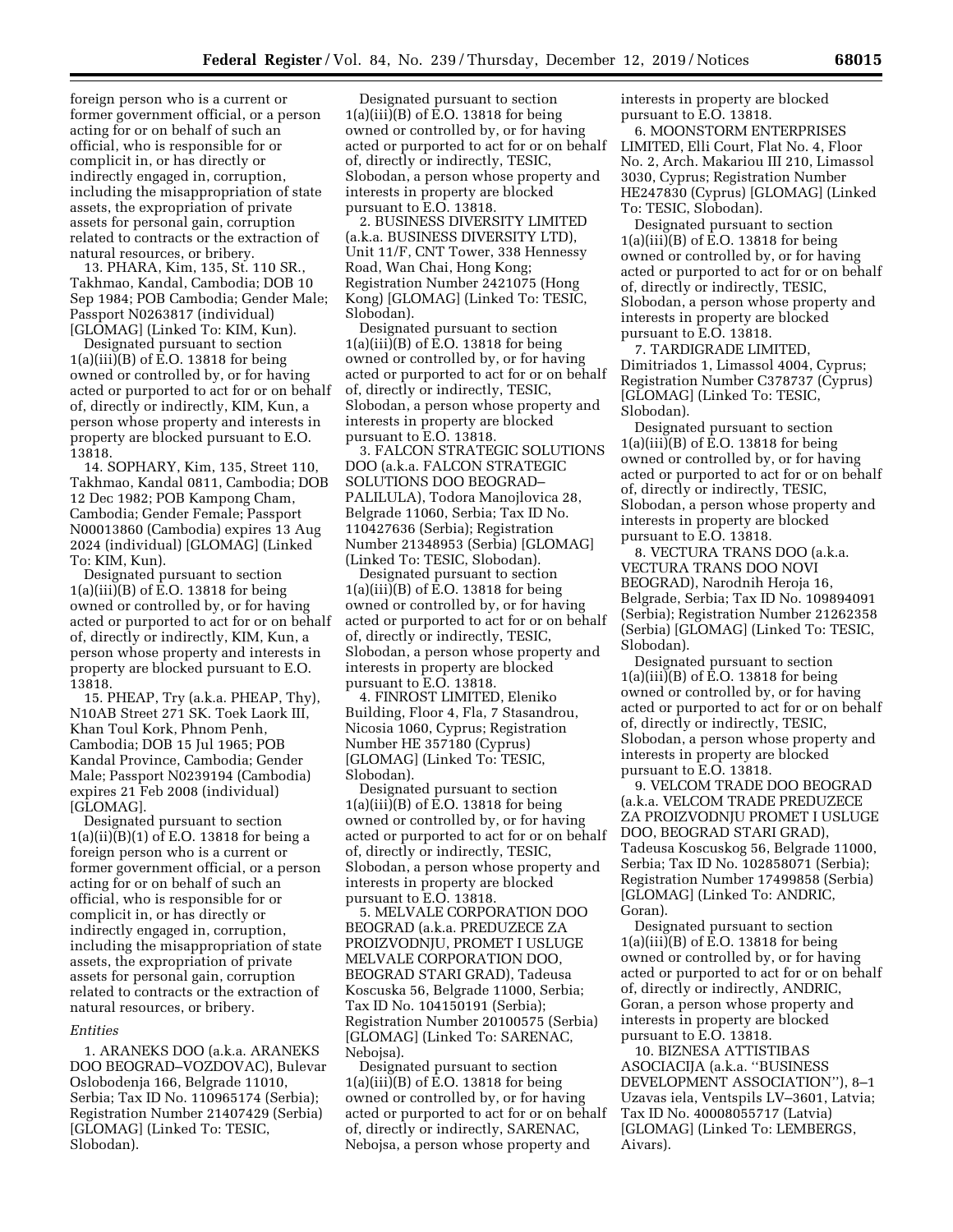foreign person who is a current or former government official, or a person acting for or on behalf of such an official, who is responsible for or complicit in, or has directly or indirectly engaged in, corruption, including the misappropriation of state assets, the expropriation of private assets for personal gain, corruption related to contracts or the extraction of natural resources, or bribery.

13. PHARA, Kim, 135, St. 110 SR., Takhmao, Kandal, Cambodia; DOB 10 Sep 1984; POB Cambodia; Gender Male; Passport N0263817 (individual) [GLOMAG] (Linked To: KIM, Kun).

Designated pursuant to section 1(a)(iii)(B) of E.O. 13818 for being owned or controlled by, or for having acted or purported to act for or on behalf of, directly or indirectly, KIM, Kun, a person whose property and interests in property are blocked pursuant to E.O. 13818.

14. SOPHARY, Kim, 135, Street 110, Takhmao, Kandal 0811, Cambodia; DOB 12 Dec 1982; POB Kampong Cham, Cambodia; Gender Female; Passport N00013860 (Cambodia) expires 13 Aug 2024 (individual) [GLOMAG] (Linked To: KIM, Kun).

Designated pursuant to section 1(a)(iii)(B) of E.O. 13818 for being owned or controlled by, or for having acted or purported to act for or on behalf of, directly or indirectly, KIM, Kun, a person whose property and interests in property are blocked pursuant to E.O. 13818.

15. PHEAP, Try (a.k.a. PHEAP, Thy), N10AB Street 271 SK. Toek Laork III, Khan Toul Kork, Phnom Penh, Cambodia; DOB 15 Jul 1965; POB Kandal Province, Cambodia; Gender Male; Passport N0239194 (Cambodia) expires 21 Feb 2008 (individual) [GLOMAG].

Designated pursuant to section 1(a)(ii)(B)(1) of E.O. 13818 for being a foreign person who is a current or former government official, or a person acting for or on behalf of such an official, who is responsible for or complicit in, or has directly or indirectly engaged in, corruption, including the misappropriation of state assets, the expropriation of private assets for personal gain, corruption related to contracts or the extraction of natural resources, or bribery.

*Entities*

1. ARANEKS DOO (a.k.a. ARANEKS DOO BEOGRAD–VOZDOVAC), Bulevar Oslobodenja 166, Belgrade 11010, Serbia; Tax ID No. 110965174 (Serbia); Registration Number 21407429 (Serbia) [GLOMAG] (Linked To: TESIC, Slobodan).

Designated pursuant to section 1(a)(iii)(B) of E.O. 13818 for being owned or controlled by, or for having acted or purported to act for or on behalf of, directly or indirectly, TESIC, Slobodan, a person whose property and interests in property are blocked pursuant to E.O. 13818.

2. BUSINESS DIVERSITY LIMITED (a.k.a. BUSINESS DIVERSITY LTD), Unit 11/F, CNT Tower, 338 Hennessy Road, Wan Chai, Hong Kong; Registration Number 2421075 (Hong Kong) [GLOMAG] (Linked To: TESIC, Slobodan).

Designated pursuant to section 1(a)(iii)(B) of E.O. 13818 for being owned or controlled by, or for having acted or purported to act for or on behalf of, directly or indirectly, TESIC, Slobodan, a person whose property and interests in property are blocked pursuant to E.O. 13818.

3. FALCON STRATEGIC SOLUTIONS DOO (a.k.a. FALCON STRATEGIC SOLUTIONS DOO BEOGRAD–PALILULA), Todora Manojlovica 28, Belgrade 11060, Serbia; Tax ID No. 110427636 (Serbia); Registration Number 21348953 (Serbia) [GLOMAG] (Linked To: TESIC, Slobodan).

Designated pursuant to section 1(a)(iii)(B) of E.O. 13818 for being owned or controlled by, or for having acted or purported to act for or on behalf of, directly or indirectly, TESIC, Slobodan, a person whose property and interests in property are blocked pursuant to E.O. 13818.

4. FINROST LIMITED, Eleniko Building, Floor 4, Fla, 7 Stasandrou, Nicosia 1060, Cyprus; Registration Number HE 357180 (Cyprus) [GLOMAG] (Linked To: TESIC, Slobodan).

Designated pursuant to section 1(a)(iii)(B) of E.O. 13818 for being owned or controlled by, or for having acted or purported to act for or on behalf of, directly or indirectly, TESIC, Slobodan, a person whose property and interests in property are blocked pursuant to E.O. 13818.

5. MELVALE CORPORATION DOO BEOGRAD (a.k.a. PREDUZECE ZA PROIZVODNJU, PROMET I USLUGE MELVALE CORPORATION DOO, BEOGRAD STARI GRAD), Tadeusa Koscuska 56, Belgrade 11000, Serbia; Tax ID No. 104150191 (Serbia); Registration Number 20100575 (Serbia) [GLOMAG] (Linked To: SARENAC, Nebojsa).

Designated pursuant to section 1(a)(iii)(B) of E.O. 13818 for being owned or controlled by, or for having acted or purported to act for or on behalf of, directly or indirectly, SARENAC, Nebojsa, a person whose property and interests in property are blocked pursuant to E.O. 13818.

6. MOONSTORM ENTERPRISES LIMITED, Elli Court, Flat No. 4, Floor No. 2, Arch. Makariou III 210, Limassol 3030, Cyprus; Registration Number HE247830 (Cyprus) [GLOMAG] (Linked To: TESIC, Slobodan).

Designated pursuant to section 1(a)(iii)(B) of E.O. 13818 for being owned or controlled by, or for having acted or purported to act for or on behalf of, directly or indirectly, TESIC, Slobodan, a person whose property and interests in property are blocked pursuant to E.O. 13818.

7. TARDIGRADE LIMITED, Dimitriados 1, Limassol 4004, Cyprus; Registration Number C378737 (Cyprus) [GLOMAG] (Linked To: TESIC, Slobodan).

Designated pursuant to section 1(a)(iii)(B) of E.O. 13818 for being owned or controlled by, or for having acted or purported to act for or on behalf of, directly or indirectly, TESIC, Slobodan, a person whose property and interests in property are blocked pursuant to E.O. 13818.

8. VECTURA TRANS DOO (a.k.a. VECTURA TRANS DOO NOVI BEOGRAD), Narodnih Heroja 16, Belgrade, Serbia; Tax ID No. 109894091 (Serbia); Registration Number 21262358 (Serbia) [GLOMAG] (Linked To: TESIC, Slobodan).

Designated pursuant to section 1(a)(iii)(B) of E.O. 13818 for being owned or controlled by, or for having acted or purported to act for or on behalf of, directly or indirectly, TESIC, Slobodan, a person whose property and interests in property are blocked pursuant to E.O. 13818.

9. VELCOM TRADE DOO BEOGRAD (a.k.a. VELCOM TRADE PREDUZECE ZA PROIZVODNJU PROMET I USLUGE DOO, BEOGRAD STARI GRAD), Tadeusa Koscuskog 56, Belgrade 11000, Serbia; Tax ID No. 102858071 (Serbia); Registration Number 17499858 (Serbia) [GLOMAG] (Linked To: ANDRIC, Goran).

Designated pursuant to section 1(a)(iii)(B) of E.O. 13818 for being owned or controlled by, or for having acted or purported to act for or on behalf of, directly or indirectly, ANDRIC, Goran, a person whose property and interests in property are blocked pursuant to E.O. 13818.

10. BIZNESA ATTISTIBAS ASOCIACIJA (a.k.a. ''BUSINESS DEVELOPMENT ASSOCIATION''), 8–1 Uzavas iela, Ventspils LV–3601, Latvia; Tax ID No. 40008055717 (Latvia) [GLOMAG] (Linked To: LEMBERGS, Aivars).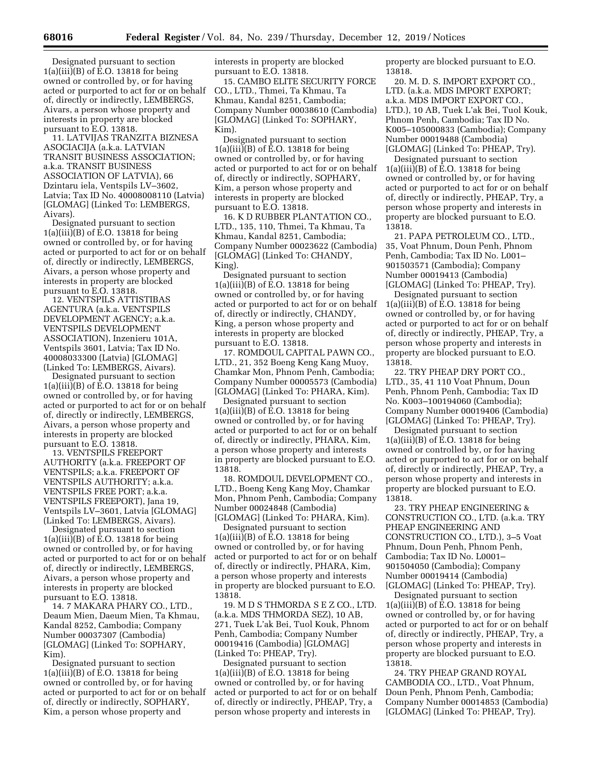Designated pursuant to section 1(a)(iii)(B) of E.O. 13818 for being owned or controlled by, or for having acted or purported to act for or on behalf of, directly or indirectly, LEMBERGS, Aivars, a person whose property and interests in property are blocked pursuant to E.O. 13818.

11. LATVIJAS TRANZITA BIZNESA ASOCIACIJA (a.k.a. LATVIAN TRANSIT BUSINESS ASSOCIATION; a.k.a. TRANSIT BUSINESS ASSOCIATION OF LATVIA), 66 Dzintaru iela, Ventspils LV–3602, Latvia; Tax ID No. 40008008110 (Latvia) [GLOMAG] (Linked To: LEMBERGS, Aivars).

Designated pursuant to section 1(a)(iii)(B) of E.O. 13818 for being owned or controlled by, or for having acted or purported to act for or on behalf of, directly or indirectly, LEMBERGS, Aivars, a person whose property and interests in property are blocked pursuant to E.O. 13818.

12. VENTSPILS ATTISTIBAS AGENTURA (a.k.a. VENTSPILS DEVELOPMENT AGENCY; a.k.a. VENTSPILS DEVELOPMENT ASSOCIATION), Inzenieru 101A, Ventspils 3601, Latvia; Tax ID No. 40008033300 (Latvia) [GLOMAG] (Linked To: LEMBERGS, Aivars).

Designated pursuant to section 1(a)(iii)(B) of E.O. 13818 for being owned or controlled by, or for having acted or purported to act for or on behalf of, directly or indirectly, LEMBERGS, Aivars, a person whose property and interests in property are blocked pursuant to E.O. 13818.

13. VENTSPILS FREEPORT AUTHORITY (a.k.a. FREEPORT OF VENTSPILS; a.k.a. FREEPORT OF VENTSPILS AUTHORITY; a.k.a. VENTSPILS FREE PORT; a.k.a. VENTSPILS FREEPORT), Jana 19, Ventspils LV–3601, Latvia [GLOMAG] (Linked To: LEMBERGS, Aivars).

Designated pursuant to section 1(a)(iii)(B) of E.O. 13818 for being owned or controlled by, or for having acted or purported to act for or on behalf of, directly or indirectly, LEMBERGS, Aivars, a person whose property and interests in property are blocked pursuant to E.O. 13818.

14. 7 MAKARA PHARY CO., LTD., Deaum Mien, Daeum Mien, Ta Khmau, Kandal 8252, Cambodia; Company Number 00037307 (Cambodia) [GLOMAG] (Linked To: SOPHARY, Kim).

Designated pursuant to section 1(a)(iii)(B) of E.O. 13818 for being owned or controlled by, or for having acted or purported to act for or on behalf of, directly or indirectly, SOPHARY, Kim, a person whose property and interests in property are blocked pursuant to E.O. 13818.

15. CAMBO ELITE SECURITY FORCE CO., LTD., Thmei, Ta Khmau, Ta Khmau, Kandal 8251, Cambodia; Company Number 00038610 (Cambodia) [GLOMAG] (Linked To: SOPHARY, Kim).

Designated pursuant to section 1(a)(iii)(B) of E.O. 13818 for being owned or controlled by, or for having acted or purported to act for or on behalf of, directly or indirectly, SOPHARY, Kim, a person whose property and interests in property are blocked pursuant to E.O. 13818.

16. K D RUBBER PLANTATION CO., LTD., 135, 110, Thmei, Ta Khmau, Ta Khmau, Kandal 8251, Cambodia; Company Number 00023622 (Cambodia) [GLOMAG] (Linked To: CHANDY, King).

Designated pursuant to section 1(a)(iii)(B) of E.O. 13818 for being owned or controlled by, or for having acted or purported to act for or on behalf of, directly or indirectly, CHANDY, King, a person whose property and interests in property are blocked pursuant to E.O. 13818.

17. ROMDOUL CAPITAL PAWN CO., LTD., 21, 352 Boeng Keng Kang Muoy, Chamkar Mon, Phnom Penh, Cambodia; Company Number 00005573 (Cambodia) [GLOMAG] (Linked To: PHARA, Kim).

Designated pursuant to section 1(a)(iii)(B) of E.O. 13818 for being owned or controlled by, or for having acted or purported to act for or on behalf of, directly or indirectly, PHARA, Kim, a person whose property and interests in property are blocked pursuant to E.O. 13818.

18. ROMDOUL DEVELOPMENT CO., LTD., Boeng Keng Kang Moy, Chamkar Mon, Phnom Penh, Cambodia; Company Number 00024848 (Cambodia) [GLOMAG] (Linked To: PHARA, Kim).

Designated pursuant to section 1(a)(iii)(B) of E.O. 13818 for being owned or controlled by, or for having acted or purported to act for or on behalf of, directly or indirectly, PHARA, Kim, a person whose property and interests in property are blocked pursuant to E.O. 13818.

19. M D S THMORDA S E Z CO., LTD. (a.k.a. MDS THMORDA SEZ), 10 AB, 271, Tuek L'ak Bei, Tuol Kouk, Phnom Penh, Cambodia; Company Number 00019416 (Cambodia) [GLOMAG] (Linked To: PHEAP, Try).

Designated pursuant to section 1(a)(iii)(B) of E.O. 13818 for being owned or controlled by, or for having acted or purported to act for or on behalf of, directly or indirectly, PHEAP, Try, a person whose property and interests in property are blocked pursuant to E.O. 13818.

20. M. D. S. IMPORT EXPORT CO., LTD. (a.k.a. MDS IMPORT EXPORT; a.k.a. MDS IMPORT EXPORT CO., LTD.), 10 AB, Tuek L'ak Bei, Tuol Kouk, Phnom Penh, Cambodia; Tax ID No. K005–105000833 (Cambodia); Company Number 00019488 (Cambodia) [GLOMAG] (Linked To: PHEAP, Try).

Designated pursuant to section 1(a)(iii)(B) of E.O. 13818 for being owned or controlled by, or for having acted or purported to act for or on behalf of, directly or indirectly, PHEAP, Try, a person whose property and interests in property are blocked pursuant to E.O. 13818.

21. PAPA PETROLEUM CO., LTD., 35, Voat Phnum, Doun Penh, Phnom Penh, Cambodia; Tax ID No. L001–901503571 (Cambodia); Company Number 00019413 (Cambodia) [GLOMAG] (Linked To: PHEAP, Try).

Designated pursuant to section 1(a)(iii)(B) of E.O. 13818 for being owned or controlled by, or for having acted or purported to act for or on behalf of, directly or indirectly, PHEAP, Try, a person whose property and interests in property are blocked pursuant to E.O. 13818.

22. TRY PHEAP DRY PORT CO., LTD., 35, 41 110 Voat Phnum, Doun Penh, Phnom Penh, Cambodia; Tax ID No. K003–100194060 (Cambodia); Company Number 00019406 (Cambodia) [GLOMAG] (Linked To: PHEAP, Try).

Designated pursuant to section 1(a)(iii)(B) of E.O. 13818 for being owned or controlled by, or for having acted or purported to act for or on behalf of, directly or indirectly, PHEAP, Try, a person whose property and interests in property are blocked pursuant to E.O. 13818.

23. TRY PHEAP ENGINEERING & CONSTRUCTION CO., LTD. (a.k.a. TRY PHEAP ENGINEERING AND CONSTRUCTION CO., LTD.), 3–5 Voat Phnum, Doun Penh, Phnom Penh, Cambodia; Tax ID No. L0001–901504050 (Cambodia); Company Number 00019414 (Cambodia) [GLOMAG] (Linked To: PHEAP, Try).

Designated pursuant to section 1(a)(iii)(B) of E.O. 13818 for being owned or controlled by, or for having acted or purported to act for or on behalf of, directly or indirectly, PHEAP, Try, a person whose property and interests in property are blocked pursuant to E.O. 13818.

24. TRY PHEAP GRAND ROYAL CAMBODIA CO., LTD., Voat Phnum, Doun Penh, Phnom Penh, Cambodia; Company Number 00014853 (Cambodia) [GLOMAG] (Linked To: PHEAP, Try).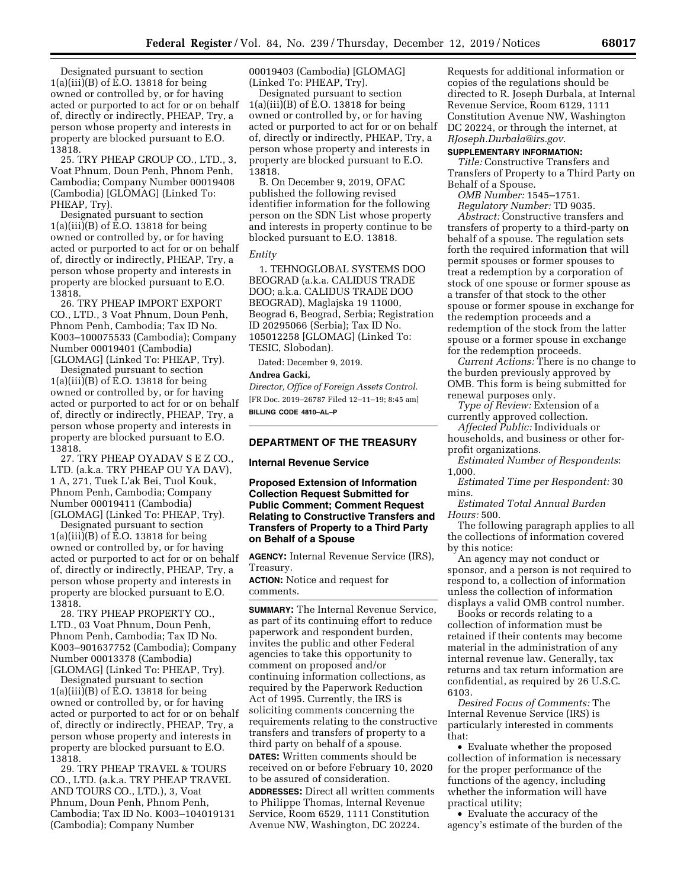Designated pursuant to section 1(a)(iii)(B) of E.O. 13818 for being owned or controlled by, or for having acted or purported to act for or on behalf of, directly or indirectly, PHEAP, Try, a person whose property and interests in property are blocked pursuant to E.O. 13818.

25. TRY PHEAP GROUP CO., LTD., 3, Voat Phnum, Doun Penh, Phnom Penh, Cambodia; Company Number 00019408 (Cambodia) [GLOMAG] (Linked To: PHEAP, Try).

Designated pursuant to section 1(a)(iii)(B) of E.O. 13818 for being owned or controlled by, or for having acted or purported to act for or on behalf of, directly or indirectly, PHEAP, Try, a person whose property and interests in property are blocked pursuant to E.O. 13818.

26. TRY PHEAP IMPORT EXPORT CO., LTD., 3 Voat Phnum, Doun Penh, Phnom Penh, Cambodia; Tax ID No. K003–100075533 (Cambodia); Company Number 00019401 (Cambodia) [GLOMAG] (Linked To: PHEAP, Try).

Designated pursuant to section 1(a)(iii)(B) of E.O. 13818 for being owned or controlled by, or for having acted or purported to act for or on behalf of, directly or indirectly, PHEAP, Try, a person whose property and interests in property are blocked pursuant to E.O. 13818.

27. TRY PHEAP OYADAV S E Z CO., LTD. (a.k.a. TRY PHEAP OU YA DAV), 1 A, 271, Tuek L'ak Bei, Tuol Kouk, Phnom Penh, Cambodia; Company Number 00019411 (Cambodia) [GLOMAG] (Linked To: PHEAP, Try).

Designated pursuant to section 1(a)(iii)(B) of E.O. 13818 for being owned or controlled by, or for having acted or purported to act for or on behalf of, directly or indirectly, PHEAP, Try, a person whose property and interests in property are blocked pursuant to E.O. 13818.

28. TRY PHEAP PROPERTY CO., LTD., 03 Voat Phnum, Doun Penh, Phnom Penh, Cambodia; Tax ID No. K003–901637752 (Cambodia); Company Number 00013378 (Cambodia) [GLOMAG] (Linked To: PHEAP, Try).

Designated pursuant to section 1(a)(iii)(B) of E.O. 13818 for being owned or controlled by, or for having acted or purported to act for or on behalf of, directly or indirectly, PHEAP, Try, a person whose property and interests in property are blocked pursuant to E.O. 13818.

29. TRY PHEAP TRAVEL & TOURS CO., LTD. (a.k.a. TRY PHEAP TRAVEL AND TOURS CO., LTD.), 3, Voat Phnum, Doun Penh, Phnom Penh, Cambodia; Tax ID No. K003–104019131 (Cambodia); Company Number 00019403 (Cambodia) [GLOMAG] (Linked To: PHEAP, Try).

Designated pursuant to section 1(a)(iii)(B) of E.O. 13818 for being owned or controlled by, or for having acted or purported to act for or on behalf of, directly or indirectly, PHEAP, Try, a person whose property and interests in property are blocked pursuant to E.O. 13818.

B. On December 9, 2019, OFAC published the following revised identifier information for the following person on the SDN List whose property and interests in property continue to be blocked pursuant to E.O. 13818.

*Entity*

1. TEHNOGLOBAL SYSTEMS DOO BEOGRAD (a.k.a. CALIDUS TRADE DOO; a.k.a. CALIDUS TRADE DOO BEOGRAD), Maglajska 19 11000, Beograd 6, Beograd, Serbia; Registration ID 20295066 (Serbia); Tax ID No. 105012258 [GLOMAG] (Linked To: TESIC, Slobodan).

Dated: December 9, 2019.

**Andrea Gacki,**

*Director, Office of Foreign Assets Control.*

[FR Doc. 2019–26787 Filed 12–11–19; 8:45 am]

**BILLING CODE 4810–AL–P**

## DEPARTMENT OF THE TREASURY

### Internal Revenue Service

### Proposed Extension of Information Collection Request Submitted for Public Comment; Comment Request Relating to Constructive Transfers and Transfers of Property to a Third Party on Behalf of a Spouse

**AGENCY:** Internal Revenue Service (IRS), Treasury.

**ACTION:** Notice and request for comments.

**SUMMARY:** The Internal Revenue Service, as part of its continuing effort to reduce paperwork and respondent burden, invites the public and other Federal agencies to take this opportunity to comment on proposed and/or continuing information collections, as required by the Paperwork Reduction Act of 1995. Currently, the IRS is soliciting comments concerning the requirements relating to the constructive transfers and transfers of property to a third party on behalf of a spouse.

**DATES:** Written comments should be received on or before February 10, 2020 to be assured of consideration.

**ADDRESSES:** Direct all written comments to Philippe Thomas, Internal Revenue Service, Room 6529, 1111 Constitution Avenue NW, Washington, DC 20224.

Requests for additional information or copies of the regulations should be directed to R. Joseph Durbala, at Internal Revenue Service, Room 6129, 1111 Constitution Avenue NW, Washington DC 20224, or through the internet, at *RJoseph.Durbala@irs.gov*.

**SUPPLEMENTARY INFORMATION:**

*Title:* Constructive Transfers and Transfers of Property to a Third Party on Behalf of a Spouse.

*OMB Number:* 1545–1751.

*Regulatory Number:* TD 9035.

*Abstract:* Constructive transfers and transfers of property to a third-party on behalf of a spouse. The regulation sets forth the required information that will permit spouses or former spouses to treat a redemption by a corporation of stock of one spouse or former spouse as a transfer of that stock to the other spouse or former spouse in exchange for the redemption proceeds and a redemption of the stock from the latter spouse or a former spouse in exchange for the redemption proceeds.

*Current Actions:* There is no change to the burden previously approved by OMB. This form is being submitted for renewal purposes only.

*Type of Review:* Extension of a currently approved collection.

*Affected Public:* Individuals or households, and business or other for-profit organizations.

*Estimated Number of Respondents*: 1,000.

*Estimated Time per Respondent:* 30 mins.

*Estimated Total Annual Burden Hours:* 500.

The following paragraph applies to all the collections of information covered by this notice:

An agency may not conduct or sponsor, and a person is not required to respond to, a collection of information unless the collection of information displays a valid OMB control number.

Books or records relating to a collection of information must be retained if their contents may become material in the administration of any internal revenue law. Generally, tax returns and tax return information are confidential, as required by 26 U.S.C. 6103.

*Desired Focus of Comments:* The Internal Revenue Service (IRS) is particularly interested in comments that:

- Evaluate whether the proposed collection of information is necessary for the proper performance of the functions of the agency, including whether the information will have practical utility;
- Evaluate the accuracy of the agency's estimate of the burden of the